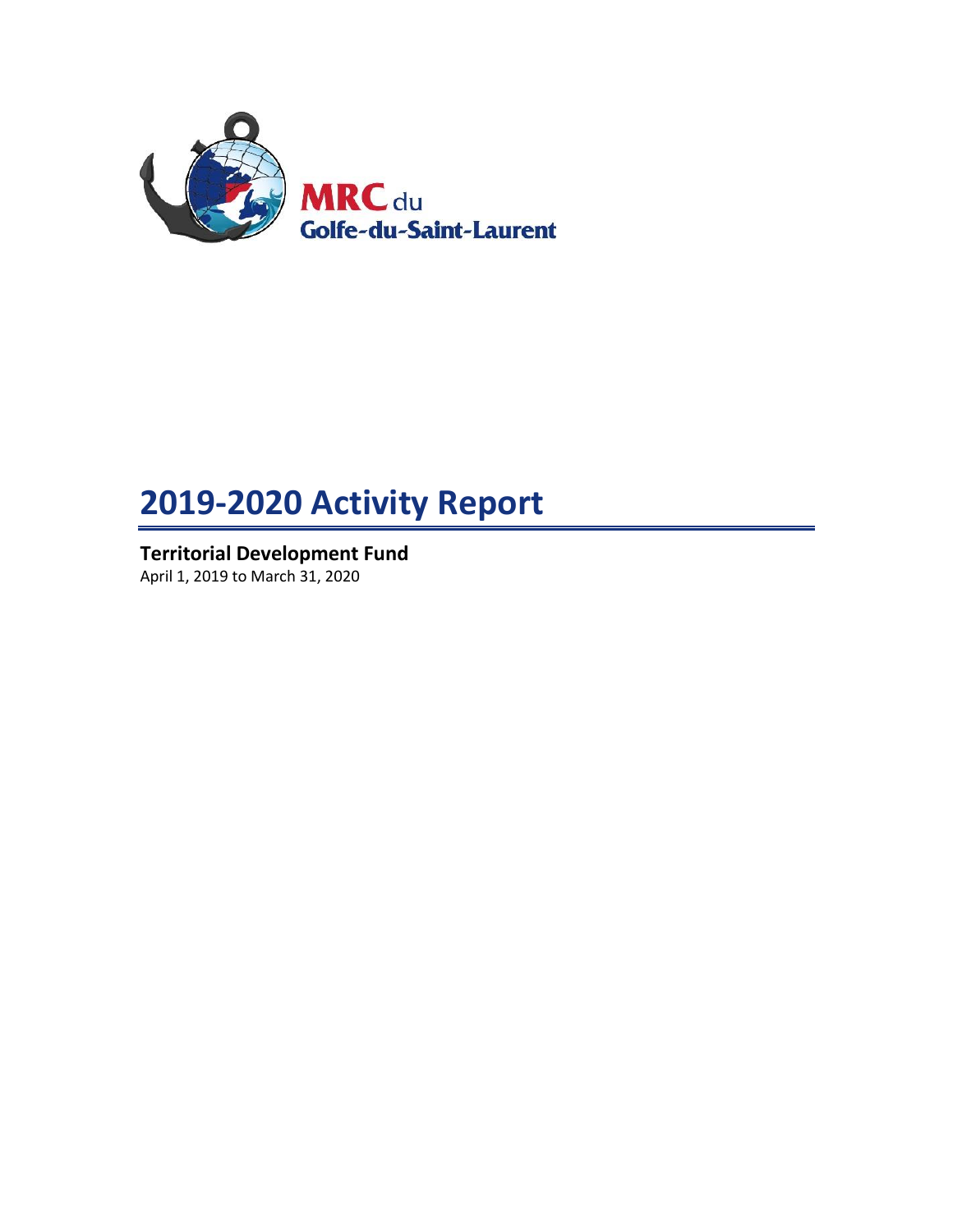MRC du Golfe-du-Saint-Laurent

# 2019-2020 Activity Report

**Territorial Development Fund**

April 1, 2019 to March 31, 2020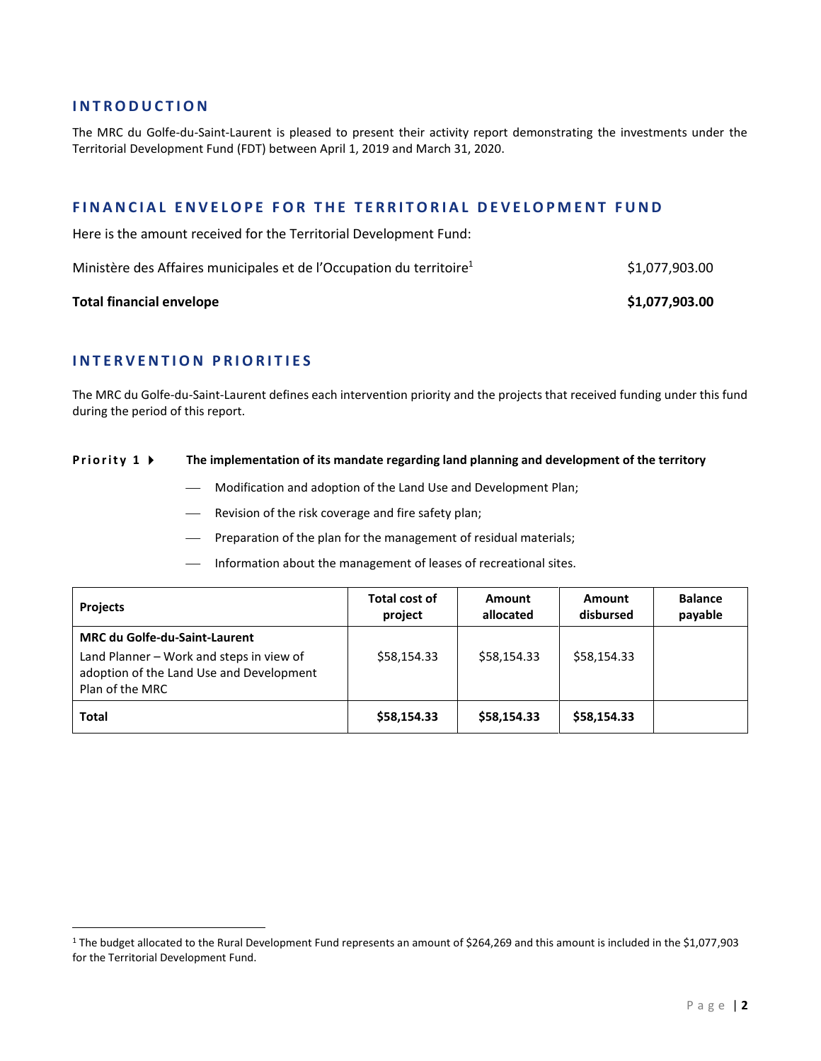## INTRODUCTION

The MRC du Golfe-du-Saint-Laurent is pleased to present their activity report demonstrating the investments under the Territorial Development Fund (FDT) between April 1, 2019 and March 31, 2020.

## FINANCIAL ENVELOPE FOR THE TERRITORIAL DEVELOPMENT FUND

Here is the amount received for the Territorial Development Fund:

| | |
|---|---|
| Ministère des Affaires municipales et de l'Occupation du territoire[1] | $1,077,903.00 |
| **Total financial envelope** | **$1,077,903.00** |

## INTERVENTION PRIORITIES

The MRC du Golfe-du-Saint-Laurent defines each intervention priority and the projects that received funding under this fund during the period of this report.

**Priority 1 ▸ The implementation of its mandate regarding land planning and development of the territory**

- Modification and adoption of the Land Use and Development Plan;
- Revision of the risk coverage and fire safety plan;
- Preparation of the plan for the management of residual materials;
- Information about the management of leases of recreational sites.

| Projects | Total cost of project | Amount allocated | Amount disbursed | Balance payable |
|---|---|---|---|---|
| **MRC du Golfe-du-Saint-Laurent**<br>Land Planner – Work and steps in view of adoption of the Land Use and Development Plan of the MRC | $58,154.33 | $58,154.33 | $58,154.33 | |
| **Total** | **$58,154.33** | **$58,154.33** | **$58,154.33** | |

[1] The budget allocated to the Rural Development Fund represents an amount of $264,269 and this amount is included in the $1,077,903 for the Territorial Development Fund.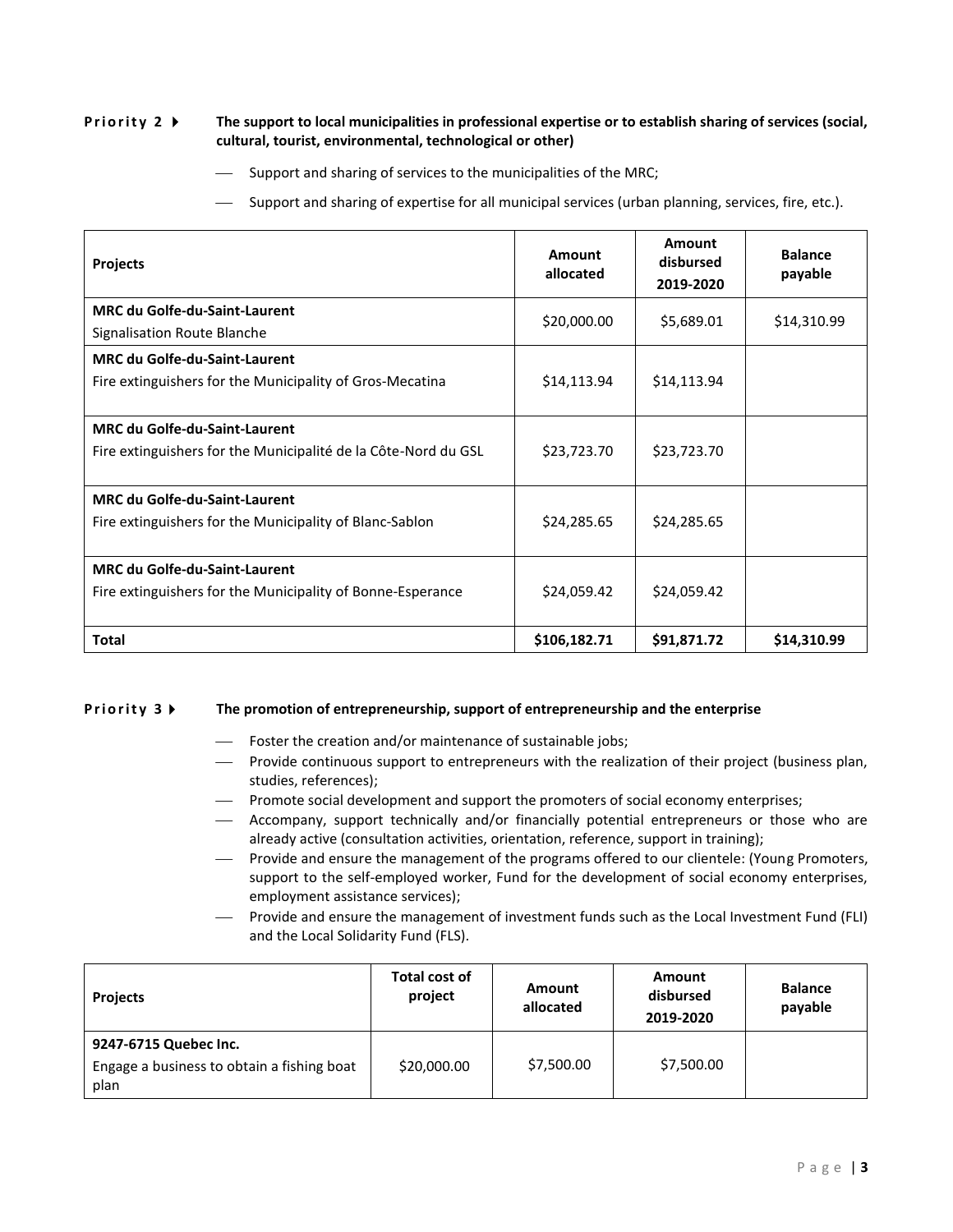**Priority 2 ▶ The support to local municipalities in professional expertise or to establish sharing of services (social, cultural, tourist, environmental, technological or other)**

- Support and sharing of services to the municipalities of the MRC;
- Support and sharing of expertise for all municipal services (urban planning, services, fire, etc.).

| Projects | Amount allocated | Amount disbursed 2019-2020 | Balance payable |
|---|---|---|---|
| **MRC du Golfe-du-Saint-Laurent** Signalisation Route Blanche | \$20,000.00 | \$5,689.01 | \$14,310.99 |
| **MRC du Golfe-du-Saint-Laurent** Fire extinguishers for the Municipality of Gros-Mecatina | \$14,113.94 | \$14,113.94 | |
| **MRC du Golfe-du-Saint-Laurent** Fire extinguishers for the Municipalité de la Côte-Nord du GSL | \$23,723.70 | \$23,723.70 | |
| **MRC du Golfe-du-Saint-Laurent** Fire extinguishers for the Municipality of Blanc-Sablon | \$24,285.65 | \$24,285.65 | |
| **MRC du Golfe-du-Saint-Laurent** Fire extinguishers for the Municipality of Bonne-Esperance | \$24,059.42 | \$24,059.42 | |
| **Total** | **\$106,182.71** | **\$91,871.72** | **\$14,310.99** |

**Priority 3 ▶ The promotion of entrepreneurship, support of entrepreneurship and the enterprise**

- Foster the creation and/or maintenance of sustainable jobs;
- Provide continuous support to entrepreneurs with the realization of their project (business plan, studies, references);
- Promote social development and support the promoters of social economy enterprises;
- Accompany, support technically and/or financially potential entrepreneurs or those who are already active (consultation activities, orientation, reference, support in training);
- Provide and ensure the management of the programs offered to our clientele: (Young Promoters, support to the self-employed worker, Fund for the development of social economy enterprises, employment assistance services);
- Provide and ensure the management of investment funds such as the Local Investment Fund (FLI) and the Local Solidarity Fund (FLS).

| Projects | Total cost of project | Amount allocated | Amount disbursed 2019-2020 | Balance payable |
|---|---|---|---|---|
| **9247-6715 Quebec Inc.** Engage a business to obtain a fishing boat plan | \$20,000.00 | \$7,500.00 | \$7,500.00 | |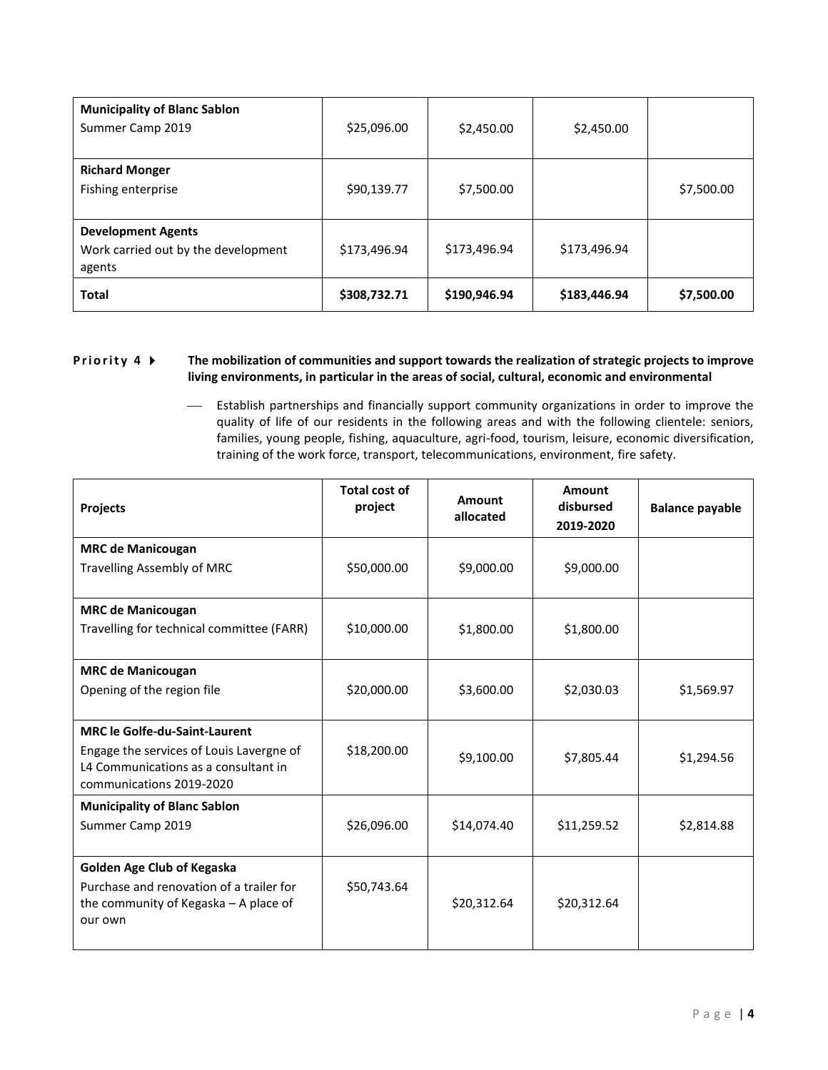| | | | | |
|---|---|---|---|---|
| **Municipality of Blanc Sablon**<br>Summer Camp 2019 | $25,096.00 | $2,450.00 | $2,450.00 | |
| **Richard Monger**<br>Fishing enterprise | $90,139.77 | $7,500.00 | | $7,500.00 |
| **Development Agents**<br>Work carried out by the development agents | $173,496.94 | $173,496.94 | $173,496.94 | |
| **Total** | **$308,732.71** | **$190,946.94** | **$183,446.94** | **$7,500.00** |

**Priority 4 ▶** **The mobilization of communities and support towards the realization of strategic projects to improve living environments, in particular in the areas of social, cultural, economic and environmental**

- Establish partnerships and financially support community organizations in order to improve the quality of life of our residents in the following areas and with the following clientele: seniors, families, young people, fishing, aquaculture, agri-food, tourism, leisure, economic diversification, training of the work force, transport, telecommunications, environment, fire safety.

| Projects | Total cost of project | Amount allocated | Amount disbursed 2019-2020 | Balance payable |
|---|---|---|---|---|
| **MRC de Manicougan**<br>Travelling Assembly of MRC | $50,000.00 | $9,000.00 | $9,000.00 | |
| **MRC de Manicougan**<br>Travelling for technical committee (FARR) | $10,000.00 | $1,800.00 | $1,800.00 | |
| **MRC de Manicougan**<br>Opening of the region file | $20,000.00 | $3,600.00 | $2,030.03 | $1,569.97 |
| **MRC le Golfe-du-Saint-Laurent**<br>Engage the services of Louis Lavergne of L4 Communications as a consultant in communications 2019-2020 | $18,200.00 | $9,100.00 | $7,805.44 | $1,294.56 |
| **Municipality of Blanc Sablon**<br>Summer Camp 2019 | $26,096.00 | $14,074.40 | $11,259.52 | $2,814.88 |
| **Golden Age Club of Kegaska**<br>Purchase and renovation of a trailer for the community of Kegaska – A place of our own | $50,743.64 | $20,312.64 | $20,312.64 | |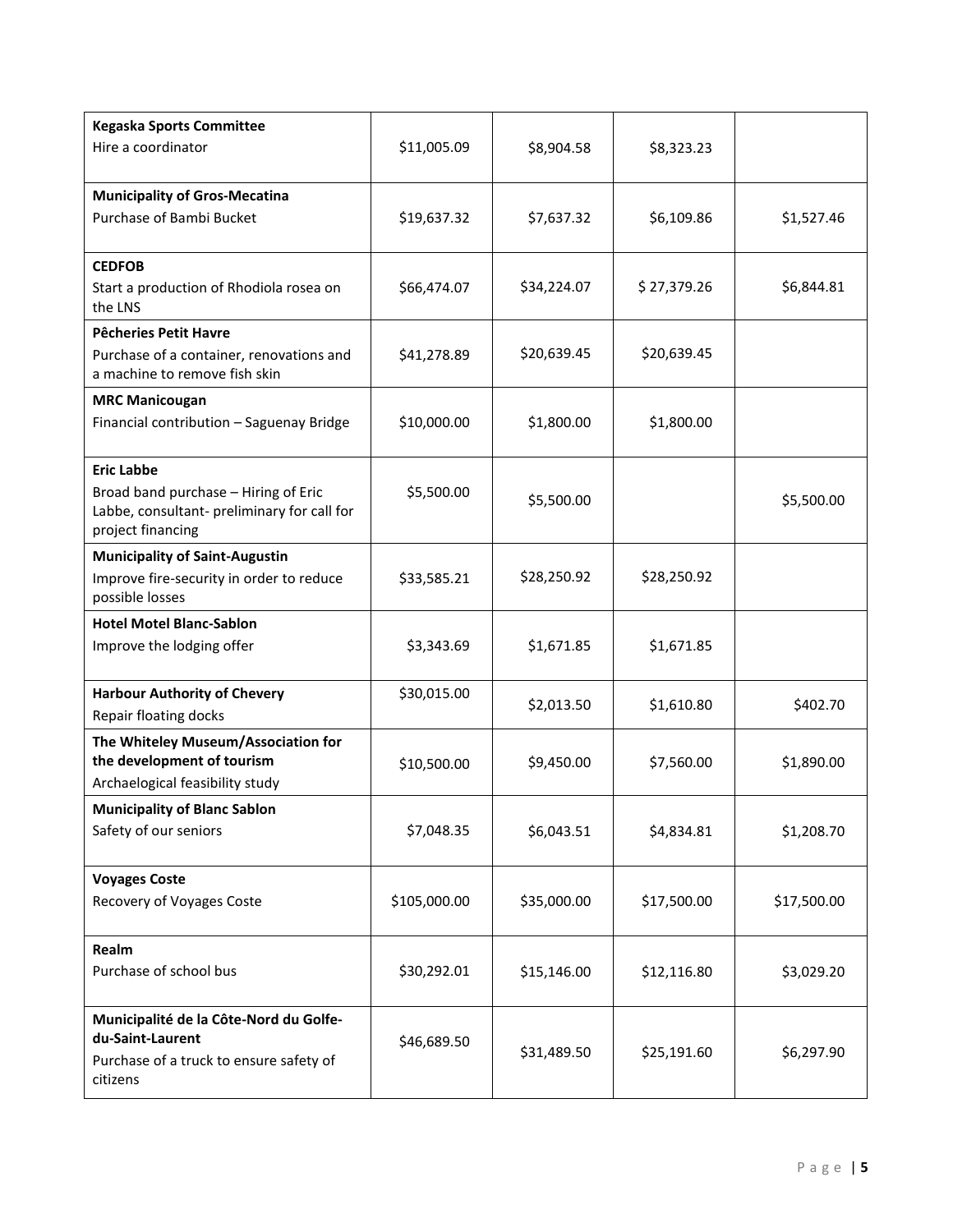| | | | | |
|---|---|---|---|---|
| **Kegaska Sports Committee**<br>Hire a coordinator | $11,005.09 | $8,904.58 | $8,323.23 | |
| **Municipality of Gros-Mecatina**<br>Purchase of Bambi Bucket | $19,637.32 | $7,637.32 | $6,109.86 | $1,527.46 |
| **CEDFOB**<br>Start a production of Rhodiola rosea on the LNS | $66,474.07 | $34,224.07 | $ 27,379.26 | $6,844.81 |
| **Pêcheries Petit Havre**<br>Purchase of a container, renovations and a machine to remove fish skin | $41,278.89 | $20,639.45 | $20,639.45 | |
| **MRC Manicougan**<br>Financial contribution – Saguenay Bridge | $10,000.00 | $1,800.00 | $1,800.00 | |
| **Eric Labbe**<br>Broad band purchase – Hiring of Eric Labbe, consultant- preliminary for call for project financing | $5,500.00 | $5,500.00 | | $5,500.00 |
| **Municipality of Saint-Augustin**<br>Improve fire-security in order to reduce possible losses | $33,585.21 | $28,250.92 | $28,250.92 | |
| **Hotel Motel Blanc-Sablon**<br>Improve the lodging offer | $3,343.69 | $1,671.85 | $1,671.85 | |
| **Harbour Authority of Chevery**<br>Repair floating docks | $30,015.00 | $2,013.50 | $1,610.80 | $402.70 |
| **The Whiteley Museum/Association for the development of tourism**<br>Archaelogical feasibility study | $10,500.00 | $9,450.00 | $7,560.00 | $1,890.00 |
| **Municipality of Blanc Sablon**<br>Safety of our seniors | $7,048.35 | $6,043.51 | $4,834.81 | $1,208.70 |
| **Voyages Coste**<br>Recovery of Voyages Coste | $105,000.00 | $35,000.00 | $17,500.00 | $17,500.00 |
| **Realm**<br>Purchase of school bus | $30,292.01 | $15,146.00 | $12,116.80 | $3,029.20 |
| **Municipalité de la Côte-Nord du Golfe-du-Saint-Laurent**<br>Purchase of a truck to ensure safety of citizens | $46,689.50 | $31,489.50 | $25,191.60 | $6,297.90 |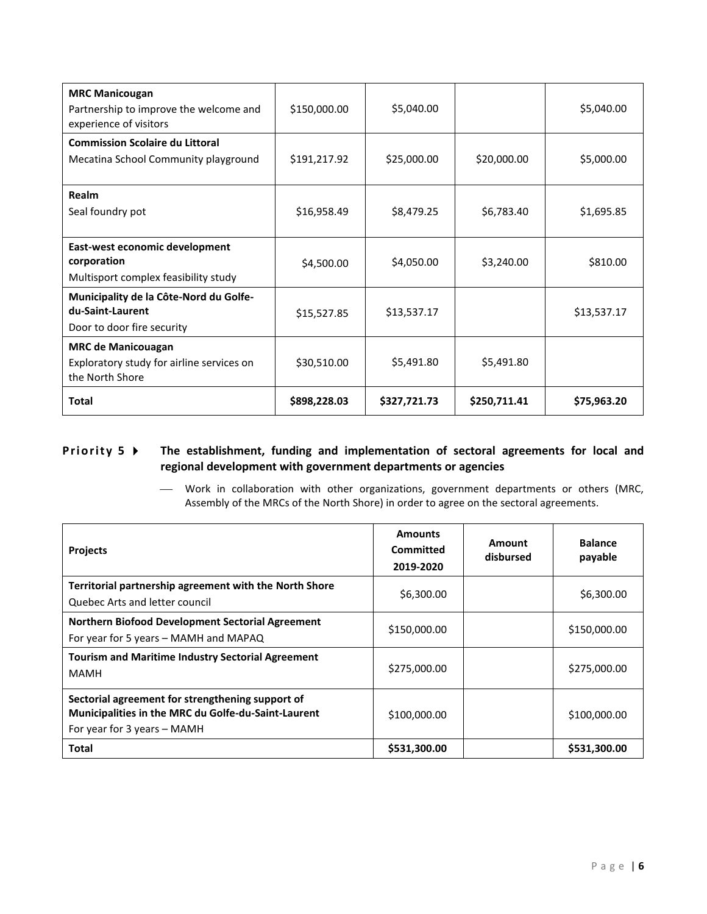| | | | | |
|---|---|---|---|---|
| **MRC Manicougan**<br>Partnership to improve the welcome and experience of visitors | $150,000.00 | $5,040.00 | | $5,040.00 |
| **Commission Scolaire du Littoral**<br>Mecatina School Community playground | $191,217.92 | $25,000.00 | $20,000.00 | $5,000.00 |
| **Realm**<br>Seal foundry pot | $16,958.49 | $8,479.25 | $6,783.40 | $1,695.85 |
| **East-west economic development corporation**<br>Multisport complex feasibility study | $4,500.00 | $4,050.00 | $3,240.00 | $810.00 |
| **Municipality de la Côte-Nord du Golfe-du-Saint-Laurent**<br>Door to door fire security | $15,527.85 | $13,537.17 | | $13,537.17 |
| **MRC de Manicouagan**<br>Exploratory study for airline services on the North Shore | $30,510.00 | $5,491.80 | $5,491.80 | |
| **Total** | **$898,228.03** | **$327,721.73** | **$250,711.41** | **$75,963.20** |

**Priority 5 ▸ The establishment, funding and implementation of sectoral agreements for local and regional development with government departments or agencies**

- Work in collaboration with other organizations, government departments or others (MRC, Assembly of the MRCs of the North Shore) in order to agree on the sectoral agreements.

| Projects | Amounts Committed 2019-2020 | Amount disbursed | Balance payable |
|---|---|---|---|
| **Territorial partnership agreement with the North Shore**<br>Quebec Arts and letter council | $6,300.00 | | $6,300.00 |
| **Northern Biofood Development Sectorial Agreement**<br>For year for 5 years – MAMH and MAPAQ | $150,000.00 | | $150,000.00 |
| **Tourism and Maritime Industry Sectorial Agreement**<br>MAMH | $275,000.00 | | $275,000.00 |
| **Sectorial agreement for strengthening support of Municipalities in the MRC du Golfe-du-Saint-Laurent**<br>For year for 3 years – MAMH | $100,000.00 | | $100,000.00 |
| **Total** | **$531,300.00** | | **$531,300.00** |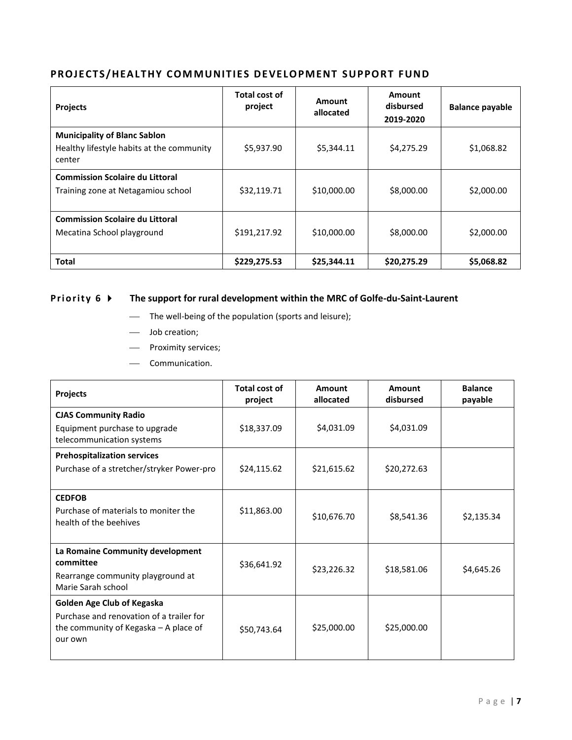## PROJECTS/HEALTHY COMMUNITIES DEVELOPMENT SUPPORT FUND

| Projects | Total cost of project | Amount allocated | Amount disbursed 2019-2020 | Balance payable |
|---|---|---|---|---|
| **Municipality of Blanc Sablon**<br>Healthy lifestyle habits at the community center | $5,937.90 | $5,344.11 | $4,275.29 | $1,068.82 |
| **Commission Scolaire du Littoral**<br>Training zone at Netagamiou school | $32,119.71 | $10,000.00 | $8,000.00 | $2,000.00 |
| **Commission Scolaire du Littoral**<br>Mecatina School playground | $191,217.92 | $10,000.00 | $8,000.00 | $2,000.00 |
| **Total** | **$229,275.53** | **$25,344.11** | **$20,275.29** | **$5,068.82** |

**Priority 6 ▸ The support for rural development within the MRC of Golfe-du-Saint-Laurent**

- The well-being of the population (sports and leisure);
- Job creation;
- Proximity services;
- Communication.

| Projects | Total cost of project | Amount allocated | Amount disbursed | Balance payable |
|---|---|---|---|---|
| **CJAS Community Radio**<br>Equipment purchase to upgrade telecommunication systems | $18,337.09 | $4,031.09 | $4,031.09 | |
| **Prehospitalization services**<br>Purchase of a stretcher/stryker Power-pro | $24,115.62 | $21,615.62 | $20,272.63 | |
| **CEDFOB**<br>Purchase of materials to moniter the health of the beehives | $11,863.00 | $10,676.70 | $8,541.36 | $2,135.34 |
| **La Romaine Community development committee**<br>Rearrange community playground at Marie Sarah school | $36,641.92 | $23,226.32 | $18,581.06 | $4,645.26 |
| **Golden Age Club of Kegaska**<br>Purchase and renovation of a trailer for the community of Kegaska – A place of our own | $50,743.64 | $25,000.00 | $25,000.00 | |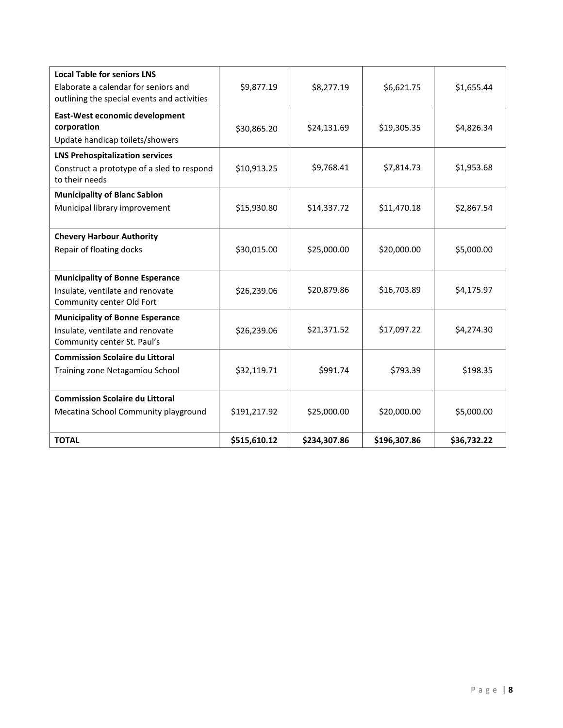| | | | | |
|---|---|---|---|---|
| **Local Table for seniors LNS**<br>Elaborate a calendar for seniors and outlining the special events and activities | $9,877.19 | $8,277.19 | $6,621.75 | $1,655.44 |
| **East-West economic development corporation**<br>Update handicap toilets/showers | $30,865.20 | $24,131.69 | $19,305.35 | $4,826.34 |
| **LNS Prehospitalization services**<br>Construct a prototype of a sled to respond to their needs | $10,913.25 | $9,768.41 | $7,814.73 | $1,953.68 |
| **Municipality of Blanc Sablon**<br>Municipal library improvement | $15,930.80 | $14,337.72 | $11,470.18 | $2,867.54 |
| **Chevery Harbour Authority**<br>Repair of floating docks | $30,015.00 | $25,000.00 | $20,000.00 | $5,000.00 |
| **Municipality of Bonne Esperance**<br>Insulate, ventilate and renovate Community center Old Fort | $26,239.06 | $20,879.86 | $16,703.89 | $4,175.97 |
| **Municipality of Bonne Esperance**<br>Insulate, ventilate and renovate Community center St. Paul's | $26,239.06 | $21,371.52 | $17,097.22 | $4,274.30 |
| **Commission Scolaire du Littoral**<br>Training zone Netagamiou School | $32,119.71 | $991.74 | $793.39 | $198.35 |
| **Commission Scolaire du Littoral**<br>Mecatina School Community playground | $191,217.92 | $25,000.00 | $20,000.00 | $5,000.00 |
| **TOTAL** | **$515,610.12** | **$234,307.86** | **$196,307.86** | **$36,732.22** |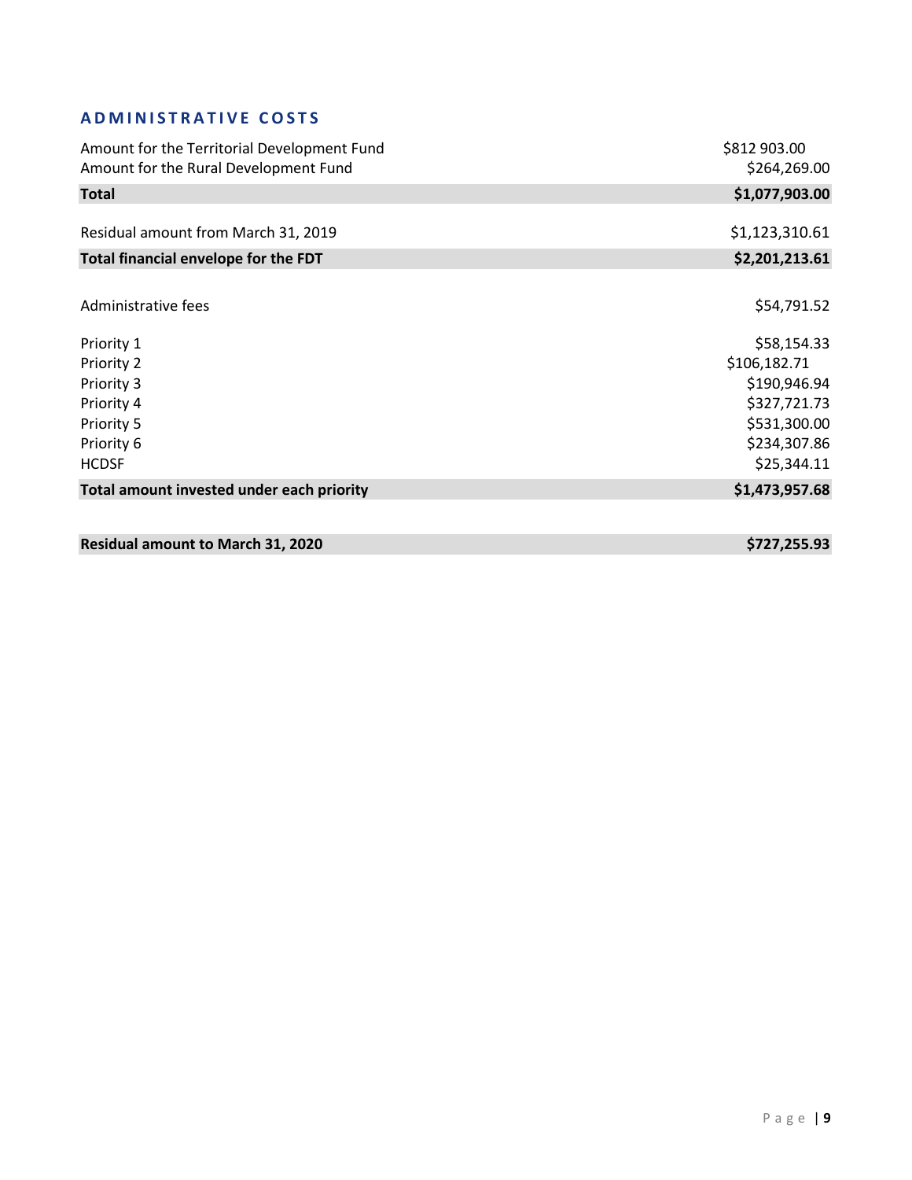## ADMINISTRATIVE COSTS

| | |
|---|---|
| Amount for the Territorial Development Fund | $812 903.00 |
| Amount for the Rural Development Fund | $264,269.00 |
| **Total** | **$1,077,903.00** |
| | |
| Residual amount from March 31, 2019 | $1,123,310.61 |
| **Total financial envelope for the FDT** | **$2,201,213.61** |
| | |
| Administrative fees | $54,791.52 |
| | |
| Priority 1 | $58,154.33 |
| Priority 2 | $106,182.71 |
| Priority 3 | $190,946.94 |
| Priority 4 | $327,721.73 |
| Priority 5 | $531,300.00 |
| Priority 6 | $234,307.86 |
| HCDSF | $25,344.11 |
| **Total amount invested under each priority** | **$1,473,957.68** |
| | |
| **Residual amount to March 31, 2020** | **$727,255.93** |